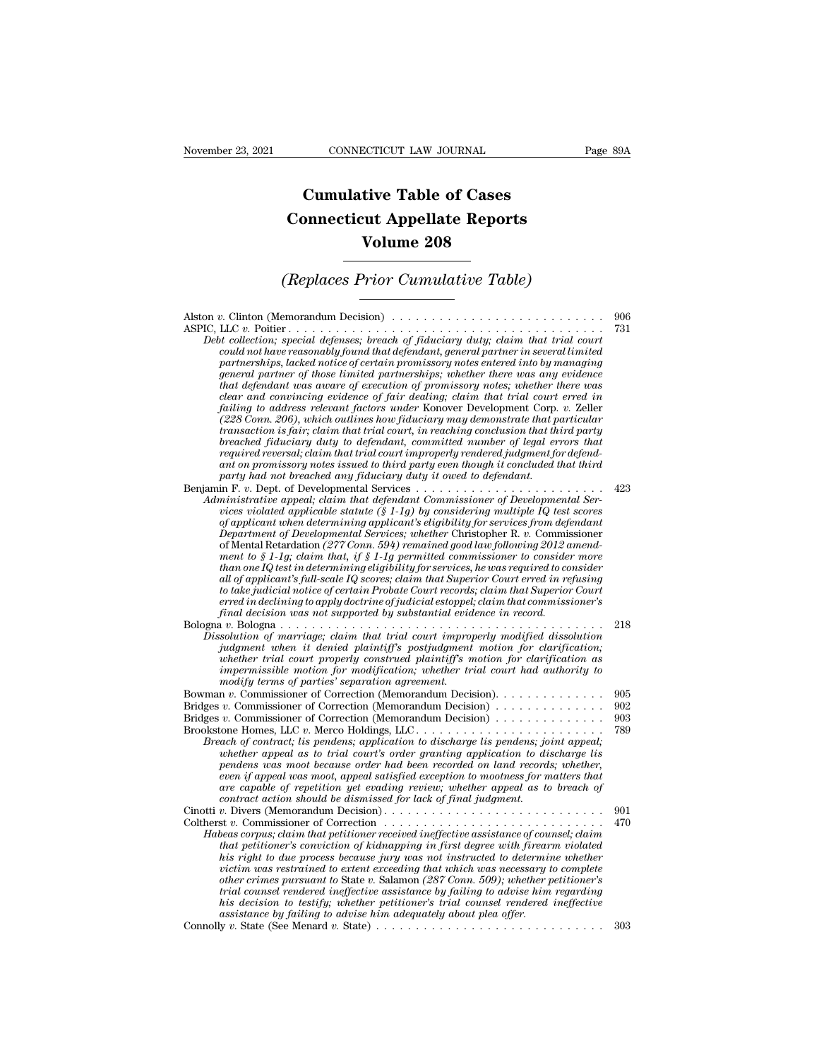# Cumulative Table of Cases
# Connecticut Appellate Reports
# Volume 208

## *(Replaces Prior Cumulative Table)*

Alston *v.* Clinton (Memorandum Decision) . . . . . . . . . . . . . . . . . . . . . . . . . . 906

ASPIC, LLC *v.* Poitier . . . . . . . . . . . . . . . . . . . . . . . . . . . . . . . . . . . . . . 731

*Debt collection; special defenses; breach of fiduciary duty; claim that trial court could not have reasonably found that defendant, general partner in several limited partnerships, lacked notice of certain promissory notes entered into by managing general partner of those limited partnerships; whether there was any evidence that defendant was aware of execution of promissory notes; whether there was clear and convincing evidence of fair dealing; claim that trial court erred in failing to address relevant factors under* Konover Development Corp. *v.* Zeller *(228 Conn. 206), which outlines how fiduciary may demonstrate that particular transaction is fair; claim that trial court, in reaching conclusion that third party breached fiduciary duty to defendant, committed number of legal errors that required reversal; claim that trial court improperly rendered judgment for defendant on promissory notes issued to third party even though it concluded that third party had not breached any fiduciary duty it owed to defendant.*

Benjamin F. *v.* Dept. of Developmental Services . . . . . . . . . . . . . . . . . . . . . . . 423

*Administrative appeal; claim that defendant Commissioner of Developmental Services violated applicable statute (§ 1-1g) by considering multiple IQ test scores of applicant when determining applicant's eligibility for services from defendant Department of Developmental Services; whether* Christopher R. *v.* Commissioner of Mental Retardation *(277 Conn. 594) remained good law following 2012 amendment to § 1-1g; claim that, if § 1-1g permitted commissioner to consider more than one IQ test in determining eligibility for services, he was required to consider all of applicant's full-scale IQ scores; claim that Superior Court erred in refusing to take judicial notice of certain Probate Court records; claim that Superior Court erred in declining to apply doctrine of judicial estoppel; claim that commissioner's final decision was not supported by substantial evidence in record.*

Bologna *v.* Bologna . . . . . . . . . . . . . . . . . . . . . . . . . . . . . . . . . . . . . . . 218

*Dissolution of marriage; claim that trial court improperly modified dissolution judgment when it denied plaintiff's postjudgment motion for clarification; whether trial court properly construed plaintiff's motion for clarification as impermissible motion for modification; whether trial court had authority to modify terms of parties' separation agreement.*

Bowman *v.* Commissioner of Correction (Memorandum Decision). . . . . . . . . . . . . 905

Bridges *v.* Commissioner of Correction (Memorandum Decision) . . . . . . . . . . . . . 902

Bridges *v.* Commissioner of Correction (Memorandum Decision) . . . . . . . . . . . . . 903

Brookstone Homes, LLC *v.* Merco Holdings, LLC . . . . . . . . . . . . . . . . . . . . . . . 789

*Breach of contract; lis pendens; application to discharge lis pendens; joint appeal; whether appeal as to trial court's order granting application to discharge lis pendens was moot because order had been recorded on land records; whether, even if appeal was moot, appeal satisfied exception to mootness for matters that are capable of repetition yet evading review; whether appeal as to breach of contract action should be dismissed for lack of final judgment.*

Cinotti *v.* Divers (Memorandum Decision) . . . . . . . . . . . . . . . . . . . . . . . . . . . 901

Coltherst *v.* Commissioner of Correction . . . . . . . . . . . . . . . . . . . . . . . . . . . 470

*Habeas corpus; claim that petitioner received ineffective assistance of counsel; claim that petitioner's conviction of kidnapping in first degree with firearm violated his right to due process because jury was not instructed to determine whether victim was restrained to extent exceeding that which was necessary to complete other crimes pursuant to* State *v.* Salamon *(287 Conn. 509); whether petitioner's trial counsel rendered ineffective assistance by failing to advise him regarding his decision to testify; whether petitioner's trial counsel rendered ineffective assistance by failing to advise him adequately about plea offer.*

Connolly *v.* State (See Menard *v.* State) . . . . . . . . . . . . . . . . . . . . . . . . . . . 303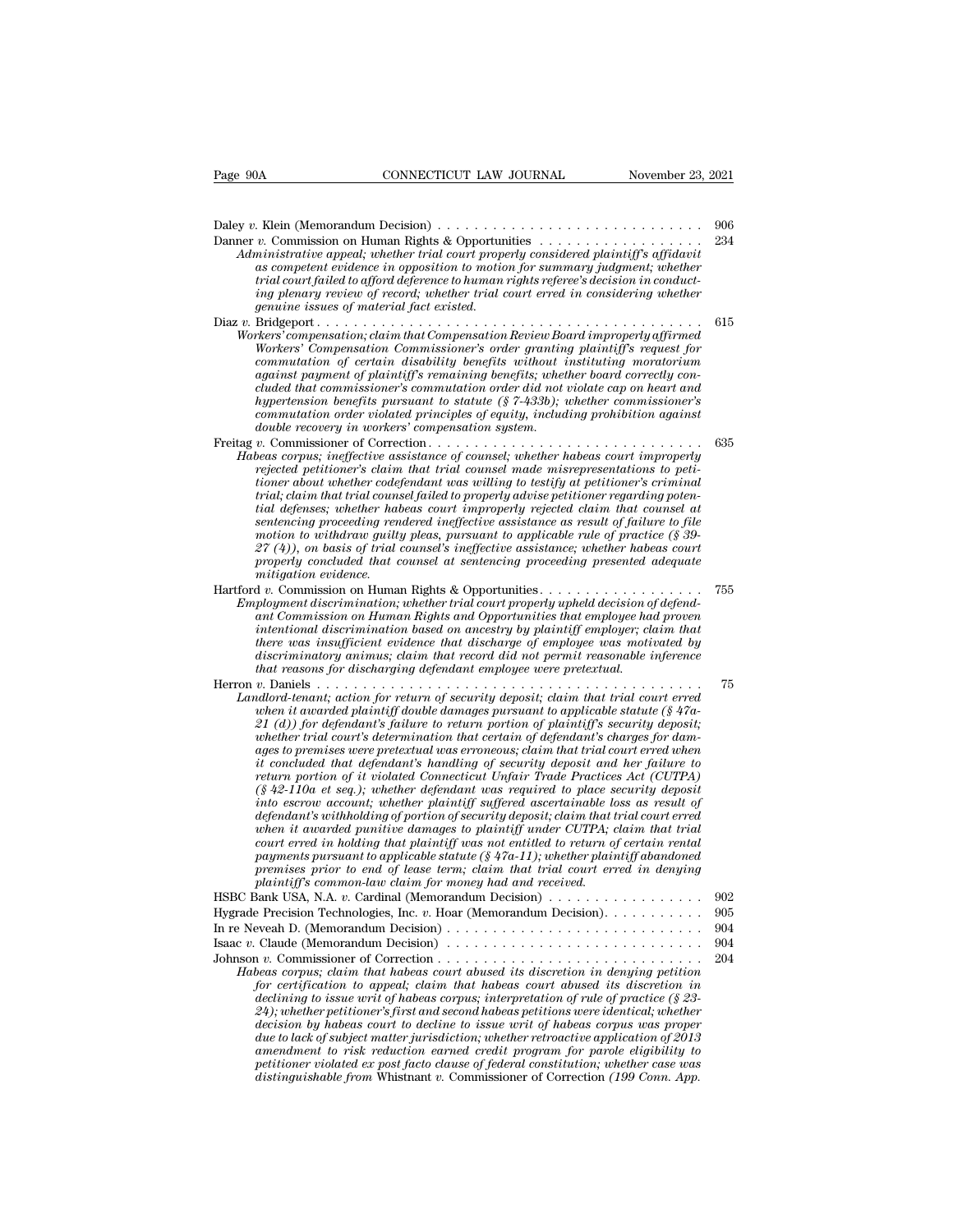Daley *v.* Klein (Memorandum Decision) . . . . . . . . . . . . . . . . . . . . . . . . . . . . 906

Danner *v.* Commission on Human Rights & Opportunities . . . . . . . . . . . . . . . . . . 234

*Administrative appeal; whether trial court properly considered plaintiff's affidavit as competent evidence in opposition to motion for summary judgment; whether trial court failed to afford deference to human rights referee's decision in conducting plenary review of record; whether trial court erred in considering whether genuine issues of material fact existed.*

Diaz *v.* Bridgeport . . . . . . . . . . . . . . . . . . . . . . . . . . . . . . . . . . . . . . . 615

*Workers' compensation; claim that Compensation Review Board improperly affirmed Workers' Compensation Commissioner's order granting plaintiff's request for commutation of certain disability benefits without instituting moratorium against payment of plaintiff's remaining benefits; whether board correctly concluded that commissioner's commutation order did not violate cap on heart and hypertension benefits pursuant to statute (§ 7-433b); whether commissioner's commutation order violated principles of equity, including prohibition against double recovery in workers' compensation system.*

Freitag *v.* Commissioner of Correction . . . . . . . . . . . . . . . . . . . . . . . . . . . . 635

*Habeas corpus; ineffective assistance of counsel; whether habeas court improperly rejected petitioner's claim that trial counsel made misrepresentations to petitioner about whether codefendant was willing to testify at petitioner's criminal trial; claim that trial counsel failed to properly advise petitioner regarding potential defenses; whether habeas court improperly rejected claim that counsel at sentencing proceeding rendered ineffective assistance as result of failure to file motion to withdraw guilty pleas, pursuant to applicable rule of practice (§ 39-27 (4)), on basis of trial counsel's ineffective assistance; whether habeas court properly concluded that counsel at sentencing proceeding presented adequate mitigation evidence.*

Hartford *v.* Commission on Human Rights & Opportunities . . . . . . . . . . . . . . . . . 755

*Employment discrimination; whether trial court properly upheld decision of defendant Commission on Human Rights and Opportunities that employee had proven intentional discrimination based on ancestry by plaintiff employer; claim that there was insufficient evidence that discharge of employee was motivated by discriminatory animus; claim that record did not permit reasonable inference that reasons for discharging defendant employee were pretextual.*

Herron *v.* Daniels . . . . . . . . . . . . . . . . . . . . . . . . . . . . . . . . . . . . . . . . 75

*Landlord-tenant; action for return of security deposit; claim that trial court erred when it awarded plaintiff double damages pursuant to applicable statute (§ 47a-21 (d)) for defendant's failure to return portion of plaintiff's security deposit; whether trial court's determination that certain of defendant's charges for damages to premises were pretextual was erroneous; claim that trial court erred when it concluded that defendant's handling of security deposit and her failure to return portion of it violated Connecticut Unfair Trade Practices Act (CUTPA) (§ 42-110a et seq.); whether defendant was required to place security deposit into escrow account; whether plaintiff suffered ascertainable loss as result of defendant's withholding of portion of security deposit; claim that trial court erred when it awarded punitive damages to plaintiff under CUTPA; claim that trial court erred in holding that plaintiff was not entitled to return of certain rental payments pursuant to applicable statute (§ 47a-11); whether plaintiff abandoned premises prior to end of lease term; claim that trial court erred in denying plaintiff's common-law claim for money had and received.*

HSBC Bank USA, N.A. *v.* Cardinal (Memorandum Decision) . . . . . . . . . . . . . . . . 902

Hygrade Precision Technologies, Inc. *v.* Hoar (Memorandum Decision). . . . . . . . . . . 905

In re Neveah D. (Memorandum Decision) . . . . . . . . . . . . . . . . . . . . . . . . . . . 904

Isaac *v.* Claude (Memorandum Decision) . . . . . . . . . . . . . . . . . . . . . . . . . . . 904

Johnson *v.* Commissioner of Correction . . . . . . . . . . . . . . . . . . . . . . . . . . . . 204

*Habeas corpus; claim that habeas court abused its discretion in denying petition for certification to appeal; claim that habeas court abused its discretion in declining to issue writ of habeas corpus; interpretation of rule of practice (§ 23-24); whether petitioner's first and second habeas petitions were identical; whether decision by habeas court to decline to issue writ of habeas corpus was proper due to lack of subject matter jurisdiction; whether retroactive application of 2013 amendment to risk reduction earned credit program for parole eligibility to petitioner violated ex post facto clause of federal constitution; whether case was distinguishable from* Whistnant *v.* Commissioner of Correction *(199 Conn. App.*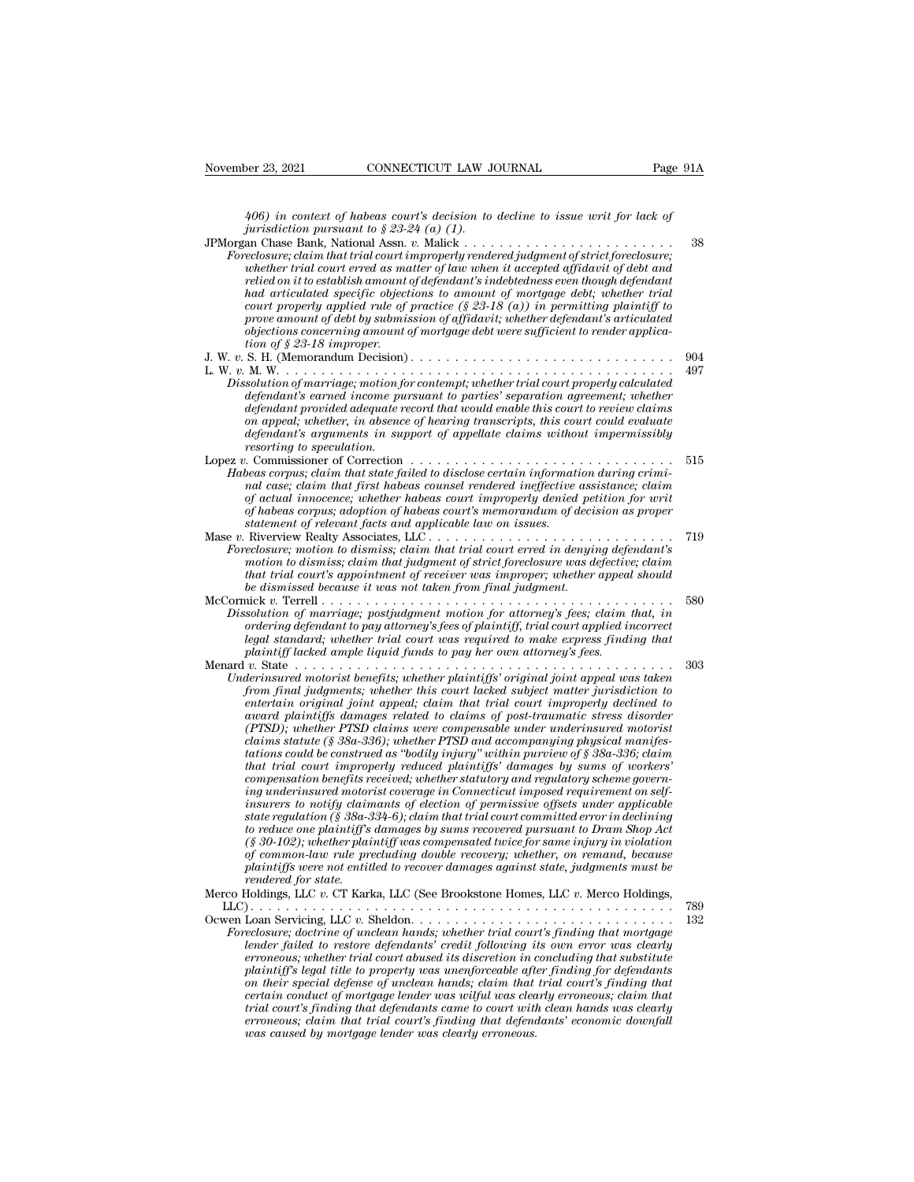*406) in context of habeas court's decision to decline to issue writ for lack of jurisdiction pursuant to § 23-24 (a) (1).*

JPMorgan Chase Bank, National Assn. *v.* Malick . . . . . . . . . . . . . . . . . . . . . . . . . 38
*Foreclosure; claim that trial court improperly rendered judgment of strict foreclosure; whether trial court erred as matter of law when it accepted affidavit of debt and relied on it to establish amount of defendant's indebtedness even though defendant had articulated specific objections to amount of mortgage debt; whether trial court properly applied rule of practice (§ 23-18 (a)) in permitting plaintiff to prove amount of debt by submission of affidavit; whether defendant's articulated objections concerning amount of mortgage debt were sufficient to render application of § 23-18 improper.*

J. W. *v.* S. H. (Memorandum Decision) . . . . . . . . . . . . . . . . . . . . . . . . . . . . . . 904

L. W. *v.* M. W. . . . . . . . . . . . . . . . . . . . . . . . . . . . . . . . . . . . . . . . . . . . . . 497
*Dissolution of marriage; motion for contempt; whether trial court properly calculated defendant's earned income pursuant to parties' separation agreement; whether defendant provided adequate record that would enable this court to review claims on appeal; whether, in absence of hearing transcripts, this court could evaluate defendant's arguments in support of appellate claims without impermissibly resorting to speculation.*

Lopez *v.* Commissioner of Correction . . . . . . . . . . . . . . . . . . . . . . . . . . . . . . 515
*Habeas corpus; claim that state failed to disclose certain information during criminal case; claim that first habeas counsel rendered ineffective assistance; claim of actual innocence; whether habeas court improperly denied petition for writ of habeas corpus; adoption of habeas court's memorandum of decision as proper statement of relevant facts and applicable law on issues.*

Mase *v.* Riverview Realty Associates, LLC . . . . . . . . . . . . . . . . . . . . . . . . . . . 719
*Foreclosure; motion to dismiss; claim that trial court erred in denying defendant's motion to dismiss; claim that judgment of strict foreclosure was defective; claim that trial court's appointment of receiver was improper; whether appeal should be dismissed because it was not taken from final judgment.*

McCormick *v.* Terrell . . . . . . . . . . . . . . . . . . . . . . . . . . . . . . . . . . . . . . . . 580
*Dissolution of marriage; postjudgment motion for attorney's fees; claim that, in ordering defendant to pay attorney's fees of plaintiff, trial court applied incorrect legal standard; whether trial court was required to make express finding that plaintiff lacked ample liquid funds to pay her own attorney's fees.*

Menard *v.* State . . . . . . . . . . . . . . . . . . . . . . . . . . . . . . . . . . . . . . . . . . . 303
*Underinsured motorist benefits; whether plaintiffs' original joint appeal was taken from final judgments; whether this court lacked subject matter jurisdiction to entertain original joint appeal; claim that trial court improperly declined to award plaintiffs damages related to claims of post-traumatic stress disorder (PTSD); whether PTSD claims were compensable under underinsured motorist claims statute (§ 38a-336); whether PTSD and accompanying physical manifestations could be construed as "bodily injury" within purview of § 38a-336; claim that trial court improperly reduced plaintiffs' damages by sums of workers' compensation benefits received; whether statutory and regulatory scheme governing underinsured motorist coverage in Connecticut imposed requirement on self-insurers to notify claimants of election of permissive offsets under applicable state regulation (§ 38a-334-6); claim that trial court committed error in declining to reduce one plaintiff's damages by sums recovered pursuant to Dram Shop Act (§ 30-102); whether plaintiff was compensated twice for same injury in violation of common-law rule precluding double recovery; whether, on remand, because plaintiffs were not entitled to recover damages against state, judgments must be rendered for state.*

Merco Holdings, LLC *v.* CT Karka, LLC (See Brookstone Homes, LLC *v.* Merco Holdings, LLC) . . . . . . . . . . . . . . . . . . . . . . . . . . . . . . . . . . . . . . . . . . . . . . . . 789

Ocwen Loan Servicing, LLC *v.* Sheldon. . . . . . . . . . . . . . . . . . . . . . . . . . . . . . 132
*Foreclosure; doctrine of unclean hands; whether trial court's finding that mortgage lender failed to restore defendants' credit following its own error was clearly erroneous; whether trial court abused its discretion in concluding that substitute plaintiff's legal title to property was unenforceable after finding for defendants on their special defense of unclean hands; claim that trial court's finding that certain conduct of mortgage lender was wilful was clearly erroneous; claim that trial court's finding that defendants came to court with clean hands was clearly erroneous; claim that trial court's finding that defendants' economic downfall was caused by mortgage lender was clearly erroneous.*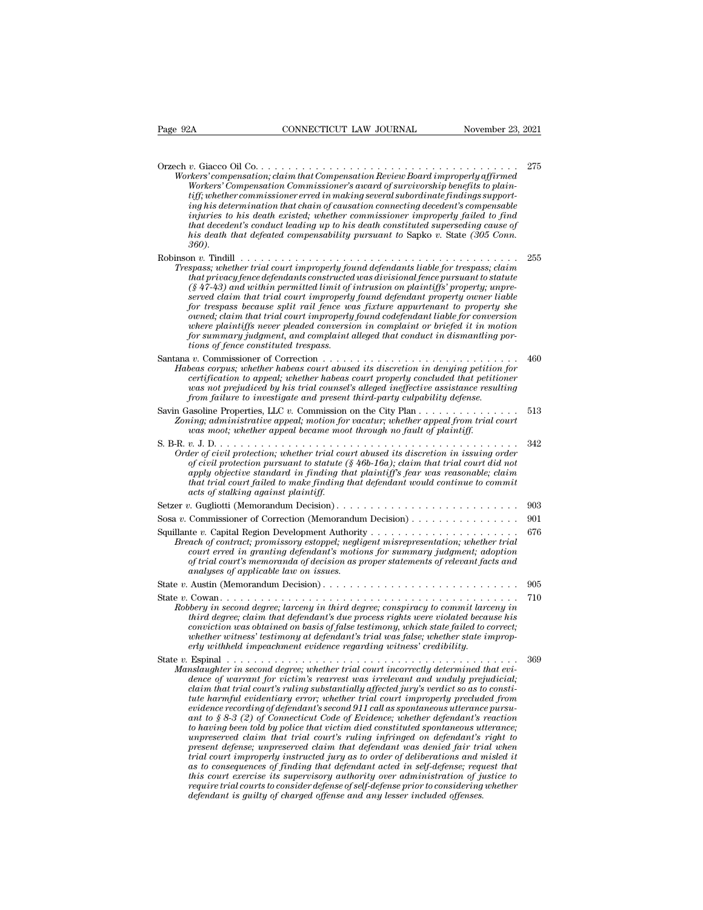Orzech *v.* Giacco Oil Co. . . . . . . . . . . . . . . . . . . . . . . . . . . . . . . . . . . . . 275
*Workers' compensation; claim that Compensation Review Board improperly affirmed Workers' Compensation Commissioner's award of survivorship benefits to plaintiff; whether commissioner erred in making several subordinate findings supporting his determination that chain of causation connecting decedent's compensable injuries to his death existed; whether commissioner improperly failed to find that decedent's conduct leading up to his death constituted superseding cause of his death that defeated compensability pursuant to* Sapko *v.* State *(305 Conn. 360).*

Robinson *v.* Tindill . . . . . . . . . . . . . . . . . . . . . . . . . . . . . . . . . . . . . . . . . 255
*Trespass; whether trial court improperly found defendants liable for trespass; claim that privacy fence defendants constructed was divisional fence pursuant to statute (§ 47-43) and within permitted limit of intrusion on plaintiffs' property; unpreserved claim that trial court improperly found defendant property owner liable for trespass because split rail fence was fixture appurtenant to property she owned; claim that trial court improperly found codefendant liable for conversion where plaintiffs never pleaded conversion in complaint or briefed it in motion for summary judgment, and complaint alleged that conduct in dismantling portions of fence constituted trespass.*

Santana *v.* Commissioner of Correction . . . . . . . . . . . . . . . . . . . . . . . . . . . . 460
*Habeas corpus; whether habeas court abused its discretion in denying petition for certification to appeal; whether habeas court properly concluded that petitioner was not prejudiced by his trial counsel's alleged ineffective assistance resulting from failure to investigate and present third-party culpability defense.*

Savin Gasoline Properties, LLC *v.* Commission on the City Plan . . . . . . . . . . . . . . . 513
*Zoning; administrative appeal; motion for vacatur; whether appeal from trial court was moot; whether appeal became moot through no fault of plaintiff.*

S. B-R. *v.* J. D. . . . . . . . . . . . . . . . . . . . . . . . . . . . . . . . . . . . . . . . . . . . 342
*Order of civil protection; whether trial court abused its discretion in issuing order of civil protection pursuant to statute (§ 46b-16a); claim that trial court did not apply objective standard in finding that plaintiff's fear was reasonable; claim that trial court failed to make finding that defendant would continue to commit acts of stalking against plaintiff.*

Setzer *v.* Gugliotti (Memorandum Decision) . . . . . . . . . . . . . . . . . . . . . . . . . . 903

Sosa *v.* Commissioner of Correction (Memorandum Decision) . . . . . . . . . . . . . . . . 901

Squillante *v.* Capital Region Development Authority . . . . . . . . . . . . . . . . . . . . . 676
*Breach of contract; promissory estoppel; negligent misrepresentation; whether trial court erred in granting defendant's motions for summary judgment; adoption of trial court's memoranda of decision as proper statements of relevant facts and analyses of applicable law on issues.*

State *v.* Austin (Memorandum Decision) . . . . . . . . . . . . . . . . . . . . . . . . . . . . 905

State *v.* Cowan . . . . . . . . . . . . . . . . . . . . . . . . . . . . . . . . . . . . . . . . . . . . 710
*Robbery in second degree; larceny in third degree; conspiracy to commit larceny in third degree; claim that defendant's due process rights were violated because his conviction was obtained on basis of false testimony, which state failed to correct; whether witness' testimony at defendant's trial was false; whether state improperly withheld impeachment evidence regarding witness' credibility.*

State *v.* Espinal . . . . . . . . . . . . . . . . . . . . . . . . . . . . . . . . . . . . . . . . . . 369
*Manslaughter in second degree; whether trial court incorrectly determined that evidence of warrant for victim's rearrest was irrelevant and unduly prejudicial; claim that trial court's ruling substantially affected jury's verdict so as to constitute harmful evidentiary error; whether trial court improperly precluded from evidence recording of defendant's second 911 call as spontaneous utterance pursuant to § 8-3 (2) of Connecticut Code of Evidence; whether defendant's reaction to having been told by police that victim died constituted spontaneous utterance; unpreserved claim that trial court's ruling infringed on defendant's right to present defense; unpreserved claim that defendant was denied fair trial when trial court improperly instructed jury as to order of deliberations and misled it as to consequences of finding that defendant acted in self-defense; request that this court exercise its supervisory authority over administration of justice to require trial courts to consider defense of self-defense prior to considering whether defendant is guilty of charged offense and any lesser included offenses.*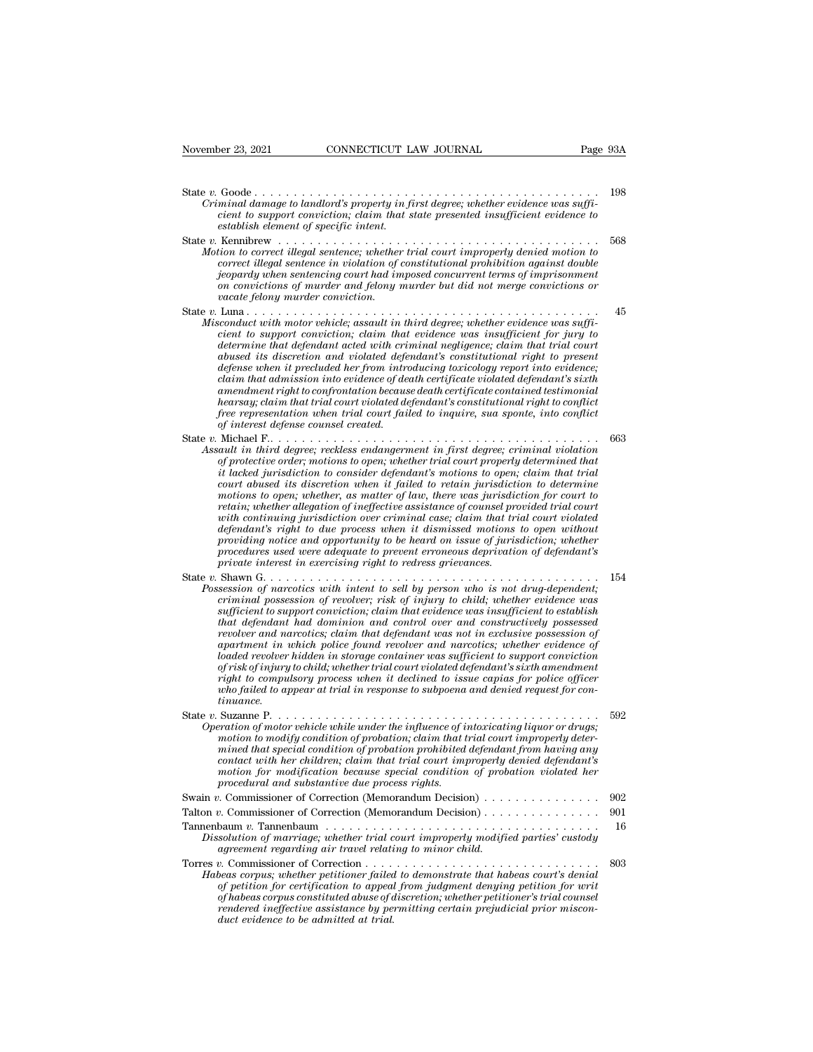State *v.* Goode . . . . . . . . . . . . . . . . . . . . . . . . . . . . . . . . . . . . . . . . . . . 198
*Criminal damage to landlord's property in first degree; whether evidence was sufficient to support conviction; claim that state presented insufficient evidence to establish element of specific intent.*

State *v.* Kennibrew . . . . . . . . . . . . . . . . . . . . . . . . . . . . . . . . . . . . . . . . 568
*Motion to correct illegal sentence; whether trial court improperly denied motion to correct illegal sentence in violation of constitutional prohibition against double jeopardy when sentencing court had imposed concurrent terms of imprisonment on convictions of murder and felony murder but did not merge convictions or vacate felony murder conviction.*

State *v.* Luna . . . . . . . . . . . . . . . . . . . . . . . . . . . . . . . . . . . . . . . . . . . . 45
*Misconduct with motor vehicle; assault in third degree; whether evidence was sufficient to support conviction; claim that evidence was insufficient for jury to determine that defendant acted with criminal negligence; claim that trial court abused its discretion and violated defendant's constitutional right to present defense when it precluded her from introducing toxicology report into evidence; claim that admission into evidence of death certificate violated defendant's sixth amendment right to confrontation because death certificate contained testimonial hearsay; claim that trial court violated defendant's constitutional right to conflict free representation when trial court failed to inquire, sua sponte, into conflict of interest defense counsel created.*

State *v.* Michael F.. . . . . . . . . . . . . . . . . . . . . . . . . . . . . . . . . . . . . . . . . 663
*Assault in third degree; reckless endangerment in first degree; criminal violation of protective order; motions to open; whether trial court properly determined that it lacked jurisdiction to consider defendant's motions to open; claim that trial court abused its discretion when it failed to retain jurisdiction to determine motions to open; whether, as matter of law, there was jurisdiction for court to retain; whether allegation of ineffective assistance of counsel provided trial court with continuing jurisdiction over criminal case; claim that trial court violated defendant's right to due process when it dismissed motions to open without providing notice and opportunity to be heard on issue of jurisdiction; whether procedures used were adequate to prevent erroneous deprivation of defendant's private interest in exercising right to redress grievances.*

State *v.* Shawn G. . . . . . . . . . . . . . . . . . . . . . . . . . . . . . . . . . . . . . . . . . 154
*Possession of narcotics with intent to sell by person who is not drug-dependent; criminal possession of revolver; risk of injury to child; whether evidence was sufficient to support conviction; claim that evidence was insufficient to establish that defendant had dominion and control over and constructively possessed revolver and narcotics; claim that defendant was not in exclusive possession of apartment in which police found revolver and narcotics; whether evidence of loaded revolver hidden in storage container was sufficient to support conviction of risk of injury to child; whether trial court violated defendant's sixth amendment right to compulsory process when it declined to issue capias for police officer who failed to appear at trial in response to subpoena and denied request for continuance.*

State *v.* Suzanne P. . . . . . . . . . . . . . . . . . . . . . . . . . . . . . . . . . . . . . . . . 592
*Operation of motor vehicle while under the influence of intoxicating liquor or drugs; motion to modify condition of probation; claim that trial court improperly determined that special condition of probation prohibited defendant from having any contact with her children; claim that trial court improperly denied defendant's motion for modification because special condition of probation violated her procedural and substantive due process rights.*

Swain *v.* Commissioner of Correction (Memorandum Decision) . . . . . . . . . . . . . . 902

Talton *v.* Commissioner of Correction (Memorandum Decision) . . . . . . . . . . . . . . 901

Tannenbaum *v.* Tannenbaum . . . . . . . . . . . . . . . . . . . . . . . . . . . . . . . . . . . 16
*Dissolution of marriage; whether trial court improperly modified parties' custody agreement regarding air travel relating to minor child.*

Torres *v.* Commissioner of Correction . . . . . . . . . . . . . . . . . . . . . . . . . . . . . 803
*Habeas corpus; whether petitioner failed to demonstrate that habeas court's denial of petition for certification to appeal from judgment denying petition for writ of habeas corpus constituted abuse of discretion; whether petitioner's trial counsel rendered ineffective assistance by permitting certain prejudicial prior misconduct evidence to be admitted at trial.*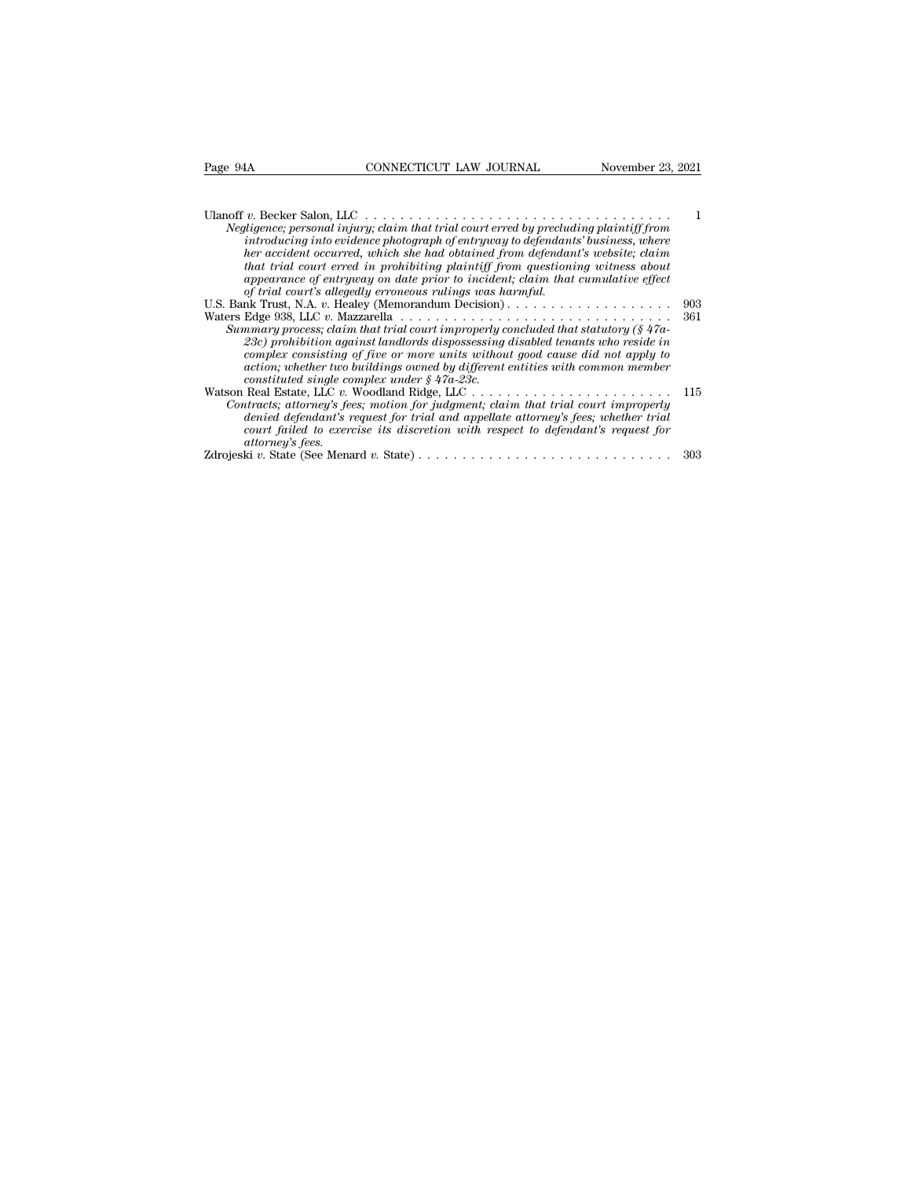Ulanoff *v.* Becker Salon, LLC . . . . . . . . . . . . . . . . . . . . . . . . . . . . . . . . . . . . 1

*Negligence; personal injury; claim that trial court erred by precluding plaintiff from introducing into evidence photograph of entryway to defendants' business, where her accident occurred, which she had obtained from defendant's website; claim that trial court erred in prohibiting plaintiff from questioning witness about appearance of entryway on date prior to incident; claim that cumulative effect of trial court's allegedly erroneous rulings was harmful.*

U.S. Bank Trust, N.A. *v.* Healey (Memorandum Decision) . . . . . . . . . . . . . . . . . . . . 903

Waters Edge 938, LLC *v.* Mazzarella . . . . . . . . . . . . . . . . . . . . . . . . . . . . . . . . . . 361

*Summary process; claim that trial court improperly concluded that statutory (§ 47a-23c) prohibition against landlords dispossessing disabled tenants who reside in complex consisting of five or more units without good cause did not apply to action; whether two buildings owned by different entities with common member constituted single complex under § 47a-23c.*

Watson Real Estate, LLC *v.* Woodland Ridge, LLC . . . . . . . . . . . . . . . . . . . . . . . . . 115

*Contracts; attorney's fees; motion for judgment; claim that trial court improperly denied defendant's request for trial and appellate attorney's fees; whether trial court failed to exercise its discretion with respect to defendant's request for attorney's fees.*

Zdrojeski *v.* State (See Menard *v.* State) . . . . . . . . . . . . . . . . . . . . . . . . . . . . . . 303